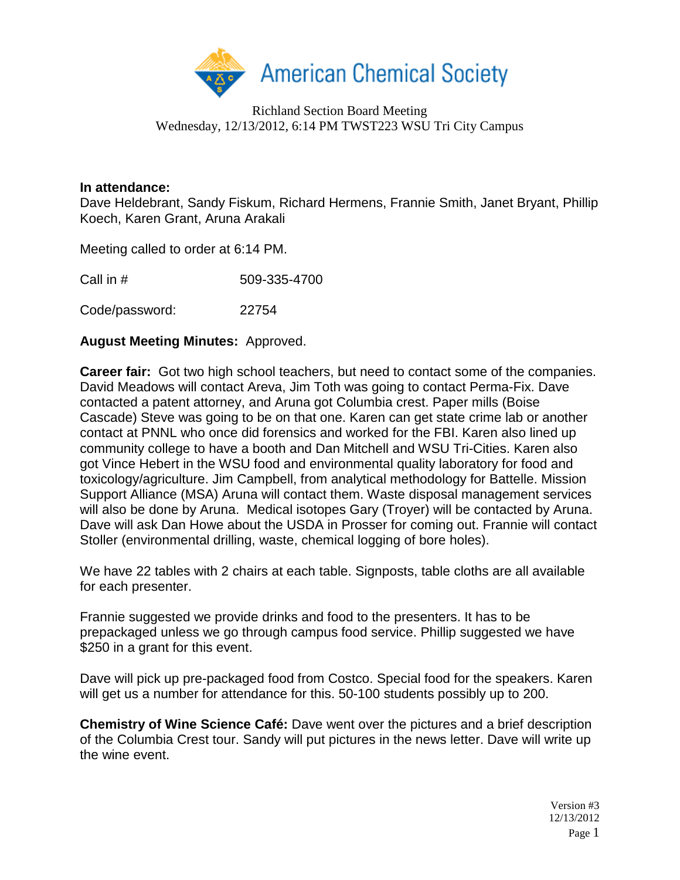American Chemical Society

Richland Section Board Meeting
Wednesday, 12/13/2012, 6:14 PM TWST223 WSU Tri City Campus

**In attendance:**
Dave Heldebrant, Sandy Fiskum, Richard Hermens, Frannie Smith, Janet Bryant, Phillip Koech, Karen Grant, Aruna Arakali

Meeting called to order at 6:14 PM.

Call in # 509-335-4700

Code/password: 22754

**August Meeting Minutes:** Approved.

**Career fair:** Got two high school teachers, but need to contact some of the companies. David Meadows will contact Areva, Jim Toth was going to contact Perma-Fix. Dave contacted a patent attorney, and Aruna got Columbia crest. Paper mills (Boise Cascade) Steve was going to be on that one. Karen can get state crime lab or another contact at PNNL who once did forensics and worked for the FBI. Karen also lined up community college to have a booth and Dan Mitchell and WSU Tri-Cities. Karen also got Vince Hebert in the WSU food and environmental quality laboratory for food and toxicology/agriculture. Jim Campbell, from analytical methodology for Battelle. Mission Support Alliance (MSA) Aruna will contact them. Waste disposal management services will also be done by Aruna. Medical isotopes Gary (Troyer) will be contacted by Aruna. Dave will ask Dan Howe about the USDA in Prosser for coming out. Frannie will contact Stoller (environmental drilling, waste, chemical logging of bore holes).

We have 22 tables with 2 chairs at each table. Signposts, table cloths are all available for each presenter.

Frannie suggested we provide drinks and food to the presenters. It has to be prepackaged unless we go through campus food service. Phillip suggested we have $250 in a grant for this event.

Dave will pick up pre-packaged food from Costco. Special food for the speakers. Karen will get us a number for attendance for this. 50-100 students possibly up to 200.

**Chemistry of Wine Science Café:** Dave went over the pictures and a brief description of the Columbia Crest tour. Sandy will put pictures in the news letter. Dave will write up the wine event.

Version #3
12/13/2012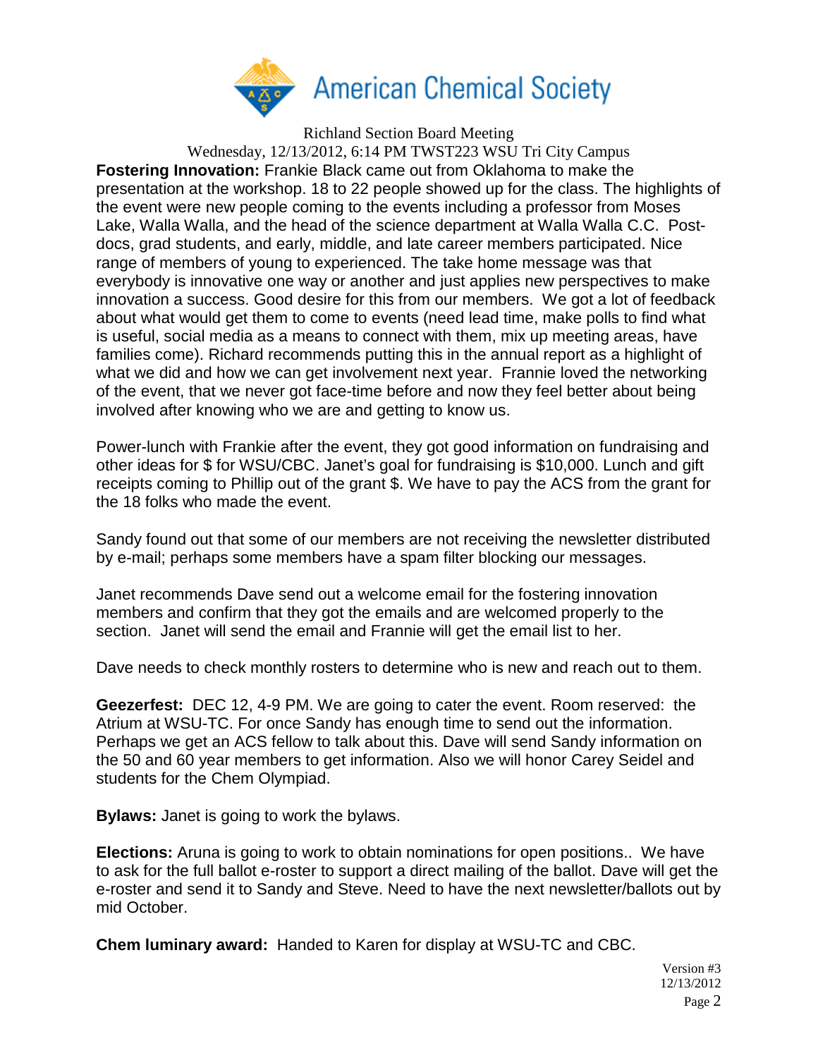Richland Section Board Meeting

Wednesday, 12/13/2012, 6:14 PM TWST223 WSU Tri City Campus

**Fostering Innovation:** Frankie Black came out from Oklahoma to make the presentation at the workshop. 18 to 22 people showed up for the class. The highlights of the event were new people coming to the events including a professor from Moses Lake, Walla Walla, and the head of the science department at Walla Walla C.C. Post-docs, grad students, and early, middle, and late career members participated. Nice range of members of young to experienced. The take home message was that everybody is innovative one way or another and just applies new perspectives to make innovation a success. Good desire for this from our members. We got a lot of feedback about what would get them to come to events (need lead time, make polls to find what is useful, social media as a means to connect with them, mix up meeting areas, have families come). Richard recommends putting this in the annual report as a highlight of what we did and how we can get involvement next year. Frannie loved the networking of the event, that we never got face-time before and now they feel better about being involved after knowing who we are and getting to know us.

Power-lunch with Frankie after the event, they got good information on fundraising and other ideas for $ for WSU/CBC. Janet's goal for fundraising is $10,000. Lunch and gift receipts coming to Phillip out of the grant $. We have to pay the ACS from the grant for the 18 folks who made the event.

Sandy found out that some of our members are not receiving the newsletter distributed by e-mail; perhaps some members have a spam filter blocking our messages.

Janet recommends Dave send out a welcome email for the fostering innovation members and confirm that they got the emails and are welcomed properly to the section. Janet will send the email and Frannie will get the email list to her.

Dave needs to check monthly rosters to determine who is new and reach out to them.

**Geezerfest:** DEC 12, 4-9 PM. We are going to cater the event. Room reserved: the Atrium at WSU-TC. For once Sandy has enough time to send out the information. Perhaps we get an ACS fellow to talk about this. Dave will send Sandy information on the 50 and 60 year members to get information. Also we will honor Carey Seidel and students for the Chem Olympiad.

**Bylaws:** Janet is going to work the bylaws.

**Elections:** Aruna is going to work to obtain nominations for open positions.. We have to ask for the full ballot e-roster to support a direct mailing of the ballot. Dave will get the e-roster and send it to Sandy and Steve. Need to have the next newsletter/ballots out by mid October.

**Chem luminary award:** Handed to Karen for display at WSU-TC and CBC.

Version #3
12/13/2012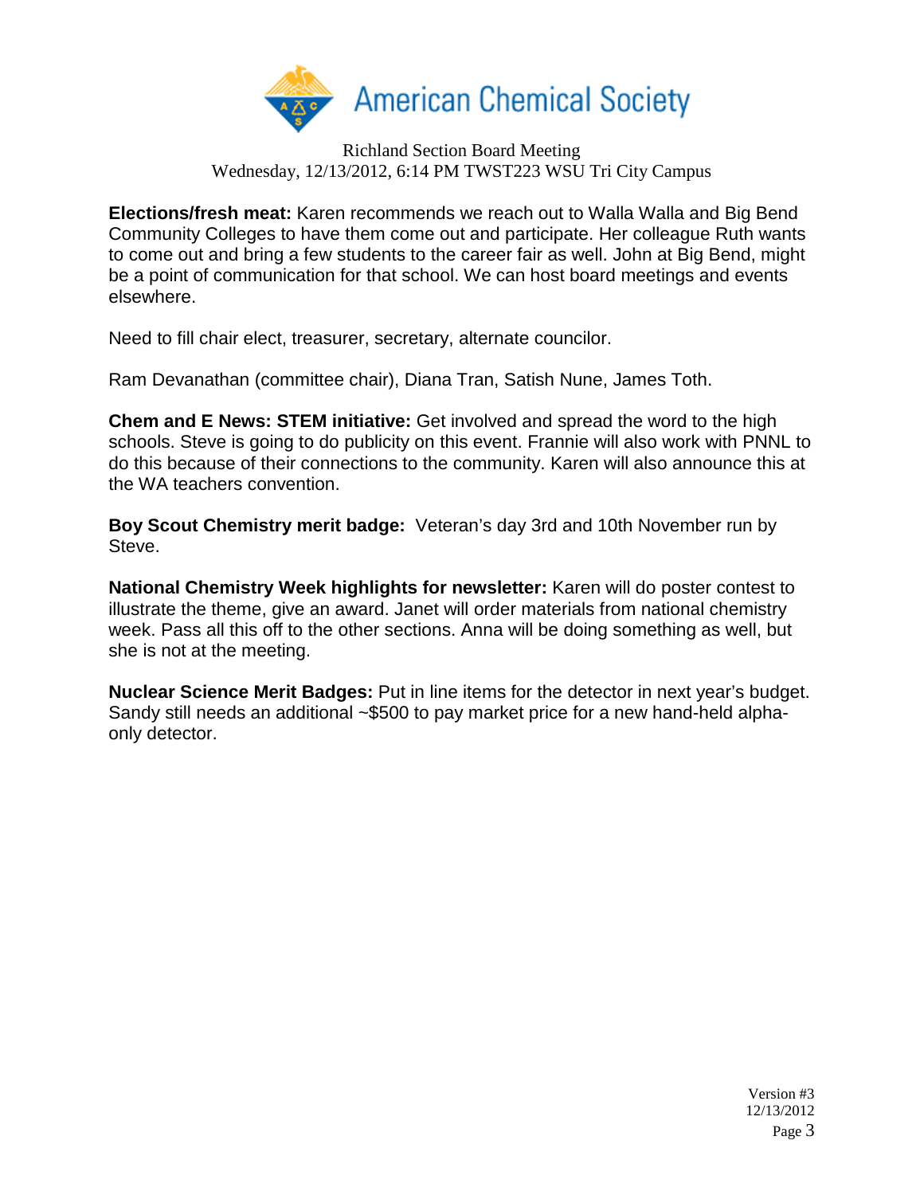American Chemical Society

Richland Section Board Meeting
Wednesday, 12/13/2012, 6:14 PM TWST223 WSU Tri City Campus

**Elections/fresh meat:** Karen recommends we reach out to Walla Walla and Big Bend Community Colleges to have them come out and participate. Her colleague Ruth wants to come out and bring a few students to the career fair as well. John at Big Bend, might be a point of communication for that school. We can host board meetings and events elsewhere.

Need to fill chair elect, treasurer, secretary, alternate councilor.

Ram Devanathan (committee chair), Diana Tran, Satish Nune, James Toth.

**Chem and E News: STEM initiative:** Get involved and spread the word to the high schools. Steve is going to do publicity on this event. Frannie will also work with PNNL to do this because of their connections to the community. Karen will also announce this at the WA teachers convention.

**Boy Scout Chemistry merit badge:** Veteran's day 3rd and 10th November run by Steve.

**National Chemistry Week highlights for newsletter:** Karen will do poster contest to illustrate the theme, give an award. Janet will order materials from national chemistry week. Pass all this off to the other sections. Anna will be doing something as well, but she is not at the meeting.

**Nuclear Science Merit Badges:** Put in line items for the detector in next year's budget. Sandy still needs an additional ~$500 to pay market price for a new hand-held alpha-only detector.

Version #3
12/13/2012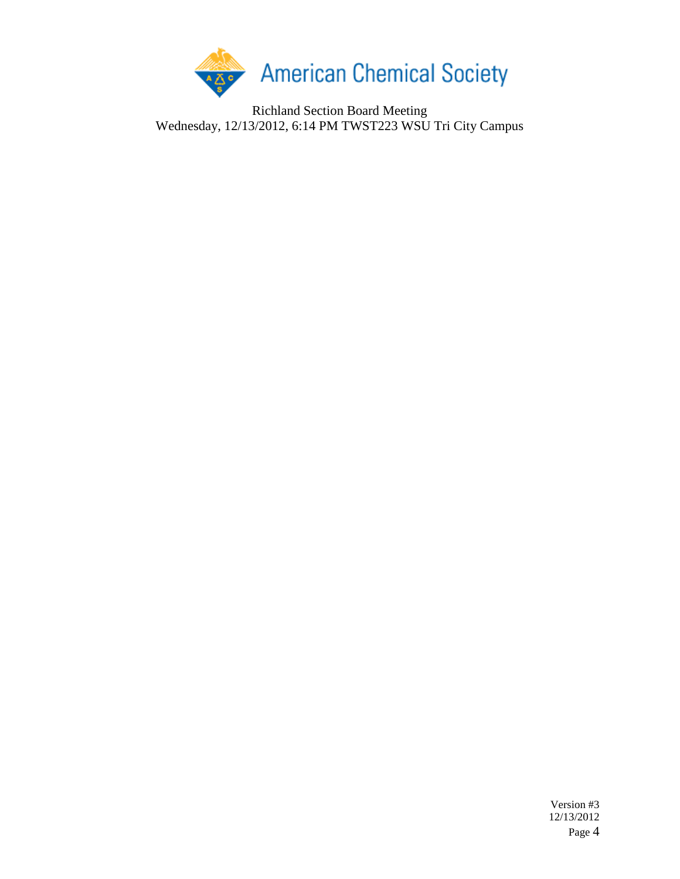American Chemical Society

Richland Section Board Meeting
Wednesday, 12/13/2012, 6:14 PM TWST223 WSU Tri City Campus

Version #3
12/13/2012